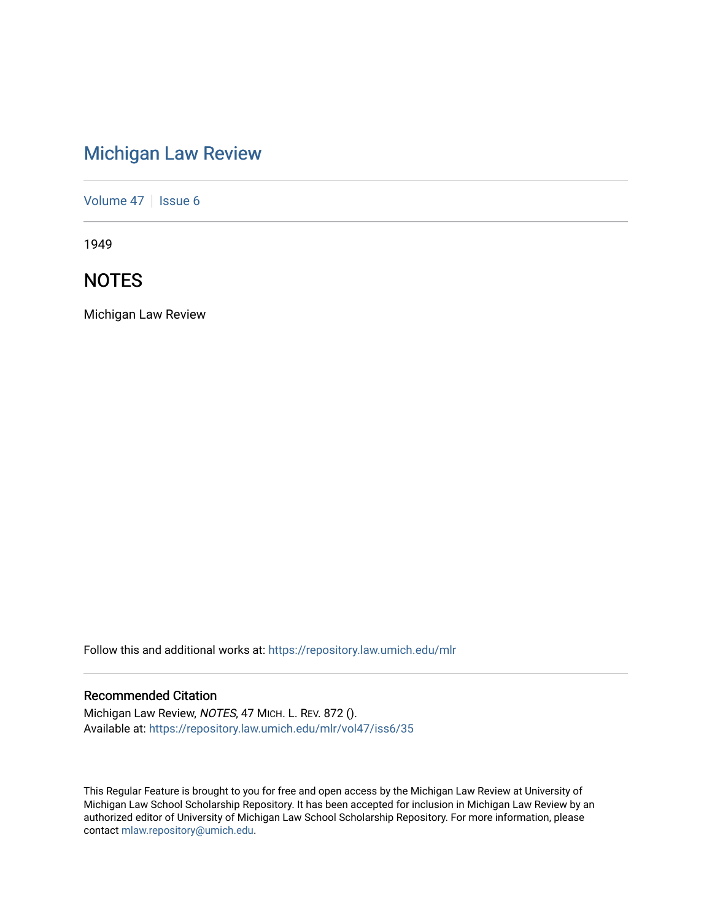# Michigan Law Review

Volume 47 | Issue 6

1949

## NOTES

Michigan Law Review

Follow this and additional works at: https://repository.law.umich.edu/mlr

### Recommended Citation

Michigan Law Review, *NOTES*, 47 MICH. L. REV. 872 ().
Available at: https://repository.law.umich.edu/mlr/vol47/iss6/35

This Regular Feature is brought to you for free and open access by the Michigan Law Review at University of Michigan Law School Scholarship Repository. It has been accepted for inclusion in Michigan Law Review by an authorized editor of University of Michigan Law School Scholarship Repository. For more information, please contact mlaw.repository@umich.edu.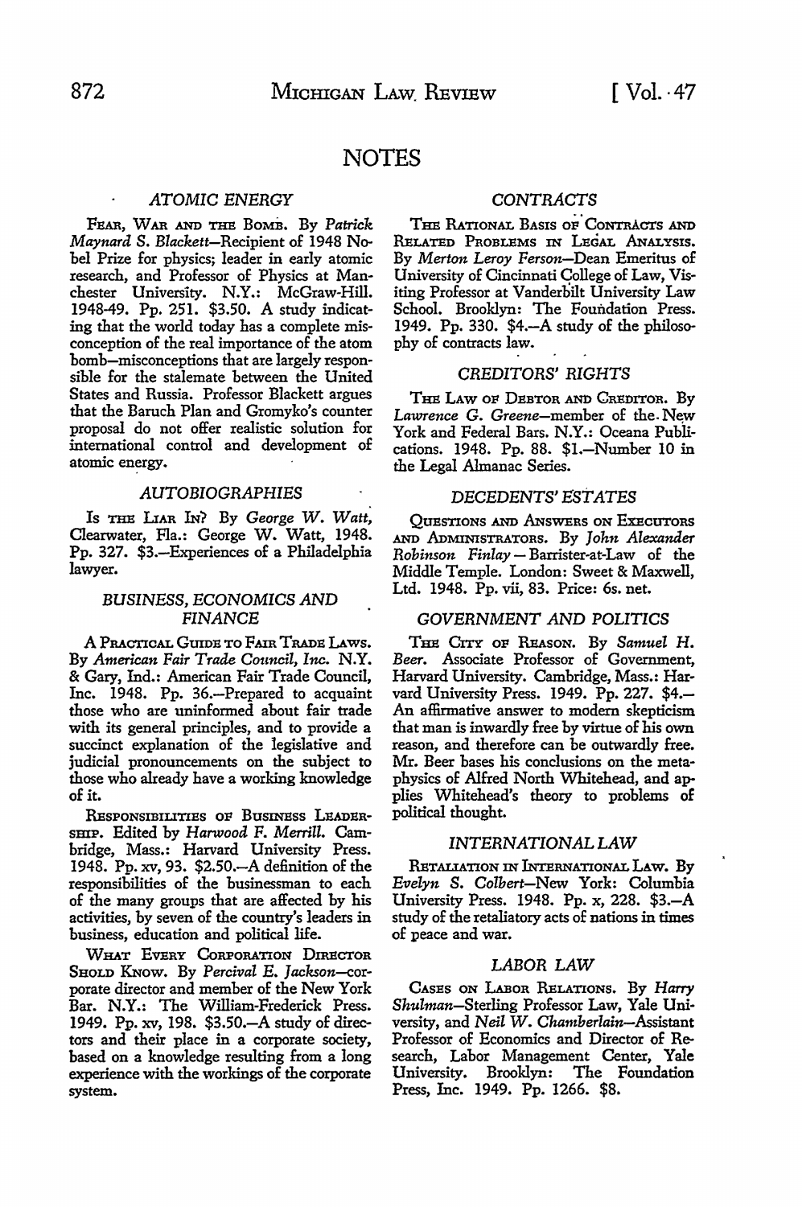# NOTES

## ATOMIC ENERGY

FEAR, WAR AND THE BOMB. By *Patrick Maynard S. Blackett*—Recipient of 1948 Nobel Prize for physics; leader in early atomic research, and Professor of Physics at Manchester University. N.Y.: McGraw-Hill. 1948-49. Pp. 251. $3.50. A study indicating that the world today has a complete misconception of the real importance of the atom bomb—misconceptions that are largely responsible for the stalemate between the United States and Russia. Professor Blackett argues that the Baruch Plan and Gromyko's counter proposal do not offer realistic solution for international control and development of atomic energy.

## AUTOBIOGRAPHIES

IS THE LIAR IN? By *George W. Watt*, Clearwater, Fla.: George W. Watt, 1948. Pp. 327. $3.—Experiences of a Philadelphia lawyer.

## BUSINESS, ECONOMICS AND FINANCE

A PRACTICAL GUIDE TO FAIR TRADE LAWS. By *American Fair Trade Council, Inc.* N.Y. & Gary, Ind.: American Fair Trade Council, Inc. 1948. Pp. 36.—Prepared to acquaint those who are uninformed about fair trade with its general principles, and to provide a succinct explanation of the legislative and judicial pronouncements on the subject to those who already have a working knowledge of it.

RESPONSIBILITIES OF BUSINESS LEADERSHIP. Edited by *Harwood F. Merrill.* Cambridge, Mass.: Harvard University Press. 1948. Pp. xv, 93. $2.50.—A definition of the responsibilities of the businessman to each of the many groups that are affected by his activities, by seven of the country's leaders in business, education and political life.

WHAT EVERY CORPORATION DIRECTOR SHOLD KNOW. By *Percival E. Jackson*—corporate director and member of the New York Bar. N.Y.: The William-Frederick Press. 1949. Pp. xv, 198. $3.50.—A study of directors and their place in a corporate society, based on a knowledge resulting from a long experience with the workings of the corporate system.

## CONTRACTS

THE RATIONAL BASIS OF CONTRACTS AND RELATED PROBLEMS IN LEGAL ANALYSIS. By *Merton Leroy Ferson*—Dean Emeritus of University of Cincinnati College of Law, Visiting Professor at Vanderbilt University Law School. Brooklyn: The Foundation Press. 1949. Pp. 330. $4.—A study of the philosophy of contracts law.

## CREDITORS' RIGHTS

THE LAW OF DEBTOR AND CREDITOR. By *Lawrence G. Greene*—member of the New York and Federal Bars. N.Y.: Oceana Publications. 1948. Pp. 88. $1.—Number 10 in the Legal Almanac Series.

## DECEDENTS' ESTATES

QUESTIONS AND ANSWERS ON EXECUTORS AND ADMINISTRATORS. By *John Alexander Robinson Finlay*—Barrister-at-Law of the Middle Temple. London: Sweet & Maxwell, Ltd. 1948. Pp. vii, 83. Price: 6s. net.

## GOVERNMENT AND POLITICS

THE CITY OF REASON. By *Samuel H. Beer.* Associate Professor of Government, Harvard University. Cambridge, Mass.: Harvard University Press. 1949. Pp. 227. $4.—An affirmative answer to modern skepticism that man is inwardly free by virtue of his own reason, and therefore can be outwardly free. Mr. Beer bases his conclusions on the metaphysics of Alfred North Whitehead, and applies Whitehead's theory to problems of political thought.

## INTERNATIONAL LAW

RETALIATION IN INTERNATIONAL LAW. By *Evelyn S. Colbert*—New York: Columbia University Press. 1948. Pp. x, 228. $3.—A study of the retaliatory acts of nations in times of peace and war.

## LABOR LAW

CASES ON LABOR RELATIONS. By *Harry Shulman*—Sterling Professor Law, Yale University, and *Neil W. Chamberlain*—Assistant Professor of Economics and Director of Research, Labor Management Center, Yale University. Brooklyn: The Foundation Press, Inc. 1949. Pp. 1266. $8.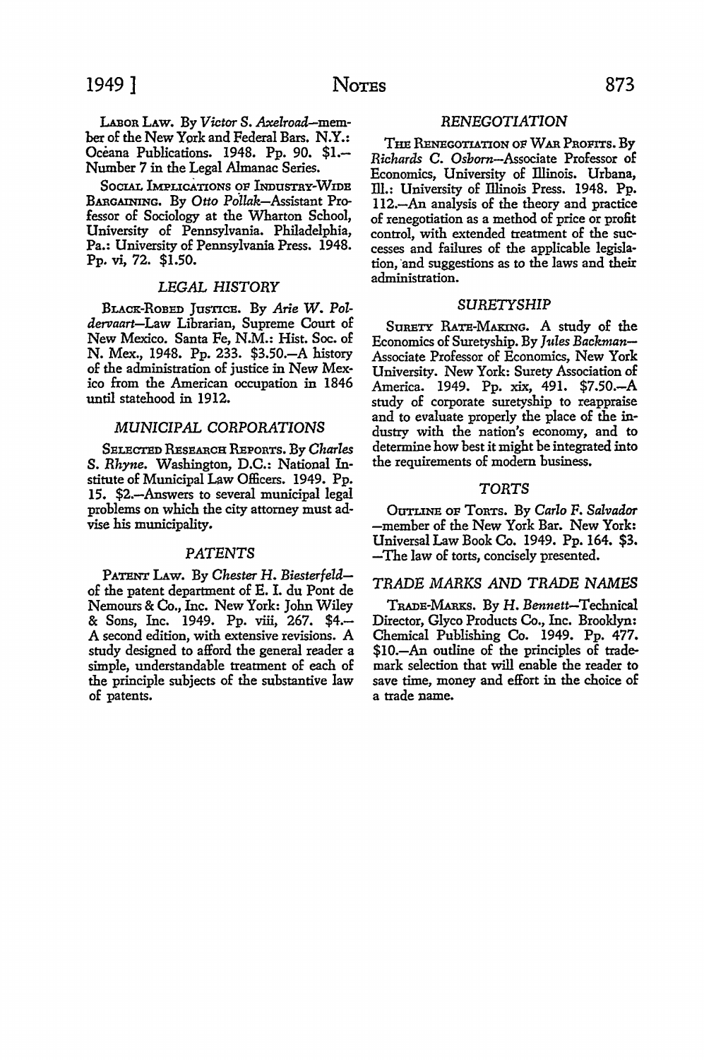LABOR LAW. By *Victor S. Axelrod*—member of the New York and Federal Bars. N.Y.: Oceana Publications. 1948. Pp. 90. $1.—Number 7 in the Legal Almanac Series.

SOCIAL IMPLICATIONS OF INDUSTRY-WIDE BARGAINING. By *Otto Pollak*—Assistant Professor of Sociology at the Wharton School, University of Pennsylvania. Philadelphia, Pa.: University of Pennsylvania Press. 1948. Pp. vi, 72. $1.50.

### *LEGAL HISTORY*

BLACK-ROBED JUSTICE. By *Arie W. Poldervaart*—Law Librarian, Supreme Court of New Mexico. Santa Fe, N.M.: Hist. Soc. of N. Mex., 1948. Pp. 233. $3.50.—A history of the administration of justice in New Mexico from the American occupation in 1846 until statehood in 1912.

### *MUNICIPAL CORPORATIONS*

SELECTED RESEARCH REPORTS. By *Charles S. Rhyne*. Washington, D.C.: National Institute of Municipal Law Officers. 1949. Pp. 15. $2.—Answers to several municipal legal problems on which the city attorney must advise his municipality.

### *PATENTS*

PATENT LAW. By *Chester H. Biesterfeld*—of the patent department of E. I. du Pont de Nemours & Co., Inc. New York: John Wiley & Sons, Inc. 1949. Pp. viii, 267. $4.—A second edition, with extensive revisions. A study designed to afford the general reader a simple, understandable treatment of each of the principle subjects of the substantive law of patents.

### *RENEGOTIATION*

THE RENEGOTIATION OF WAR PROFITS. By *Richards C. Osborn*—Associate Professor of Economics, University of Illinois. Urbana, Ill.: University of Illinois Press. 1948. Pp. 112.—An analysis of the theory and practice of renegotiation as a method of price or profit control, with extended treatment of the successes and failures of the applicable legislation, and suggestions as to the laws and their administration.

### *SURETYSHIP*

SURETY RATE-MAKING. A study of the Economics of Suretyship. By *Jules Backman*—Associate Professor of Economics, New York University. New York: Surety Association of America. 1949. Pp. xix, 491. $7.50.—A study of corporate suretyship to reappraise and to evaluate properly the place of the industry with the nation's economy, and to determine how best it might be integrated into the requirements of modern business.

### *TORTS*

OUTLINE OF TORTS. By *Carlo F. Salvador*—member of the New York Bar. New York: Universal Law Book Co. 1949. Pp. 164. $3.—The law of torts, concisely presented.

### *TRADE MARKS AND TRADE NAMES*

TRADE-MARKS. By *H. Bennett*—Technical Director, Glyco Products Co., Inc. Brooklyn: Chemical Publishing Co. 1949. Pp. 477. $10.—An outline of the principles of trademark selection that will enable the reader to save time, money and effort in the choice of a trade name.